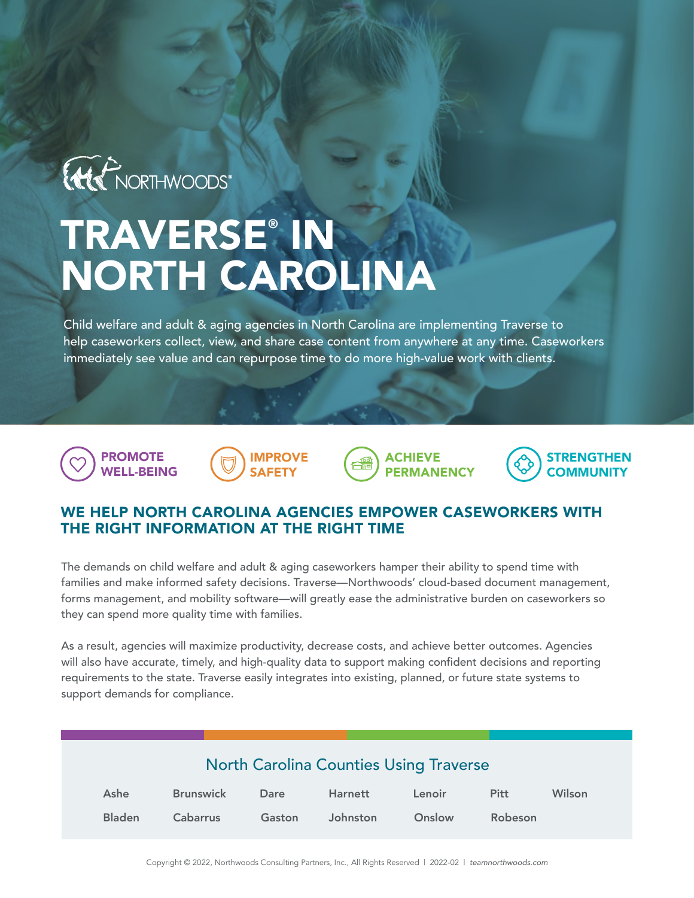NORTHWOODS®

# TRAVERSE® IN NORTH CAROLINA

Child welfare and adult & aging agencies in North Carolina are implementing Traverse to help caseworkers collect, view, and share case content from anywhere at any time. Caseworkers immediately see value and can repurpose time to do more high-value work with clients.

**PROMOTE WELL-BEING** | **IMPROVE SAFETY** | **ACHIEVE PERMANENCY** | **STRENGTHEN COMMUNITY**

## WE HELP NORTH CAROLINA AGENCIES EMPOWER CASEWORKERS WITH THE RIGHT INFORMATION AT THE RIGHT TIME

The demands on child welfare and adult & aging caseworkers hamper their ability to spend time with families and make informed safety decisions. Traverse—Northwoods' cloud-based document management, forms management, and mobility software—will greatly ease the administrative burden on caseworkers so they can spend more quality time with families.

As a result, agencies will maximize productivity, decrease costs, and achieve better outcomes. Agencies will also have accurate, timely, and high-quality data to support making confident decisions and reporting requirements to the state. Traverse easily integrates into existing, planned, or future state systems to support demands for compliance.

### North Carolina Counties Using Traverse

| | | | | | | |
|---|---|---|---|---|---|---|
| Ashe | Brunswick | Dare | Harnett | Lenoir | Pitt | Wilson |
| Bladen | Cabarrus | Gaston | Johnston | Onslow | Robeson | |

Copyright © 2022, Northwoods Consulting Partners, Inc., All Rights Reserved | 2022-02 | *teamnorthwoods.com*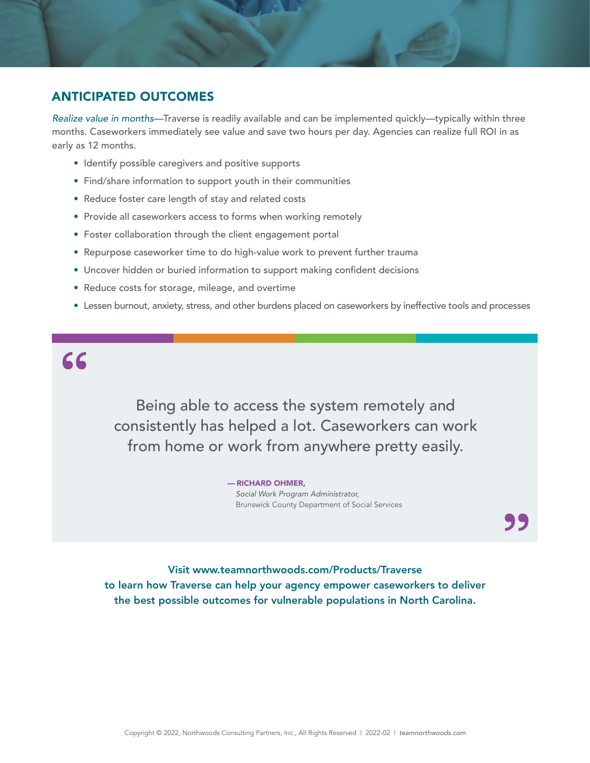## ANTICIPATED OUTCOMES

*Realize value in months*—Traverse is readily available and can be implemented quickly—typically within three months. Caseworkers immediately see value and save two hours per day. Agencies can realize full ROI in as early as 12 months.

- Identify possible caregivers and positive supports
- Find/share information to support youth in their communities
- Reduce foster care length of stay and related costs
- Provide all caseworkers access to forms when working remotely
- Foster collaboration through the client engagement portal
- Repurpose caseworker time to do high-value work to prevent further trauma
- Uncover hidden or buried information to support making confident decisions
- Reduce costs for storage, mileage, and overtime
- Lessen burnout, anxiety, stress, and other burdens placed on caseworkers by ineffective tools and processes

> Being able to access the system remotely and consistently has helped a lot. Caseworkers can work from home or work from anywhere pretty easily.
>
> — **RICHARD OHMER,**
> *Social Work Program Administrator,*
> Brunswick County Department of Social Services

**Visit www.teamnorthwoods.com/Products/Traverse to learn how Traverse can help your agency empower caseworkers to deliver the best possible outcomes for vulnerable populations in North Carolina.**

Copyright © 2022, Northwoods Consulting Partners, Inc., All Rights Reserved | 2022-02 | *teamnorthwoods.com*